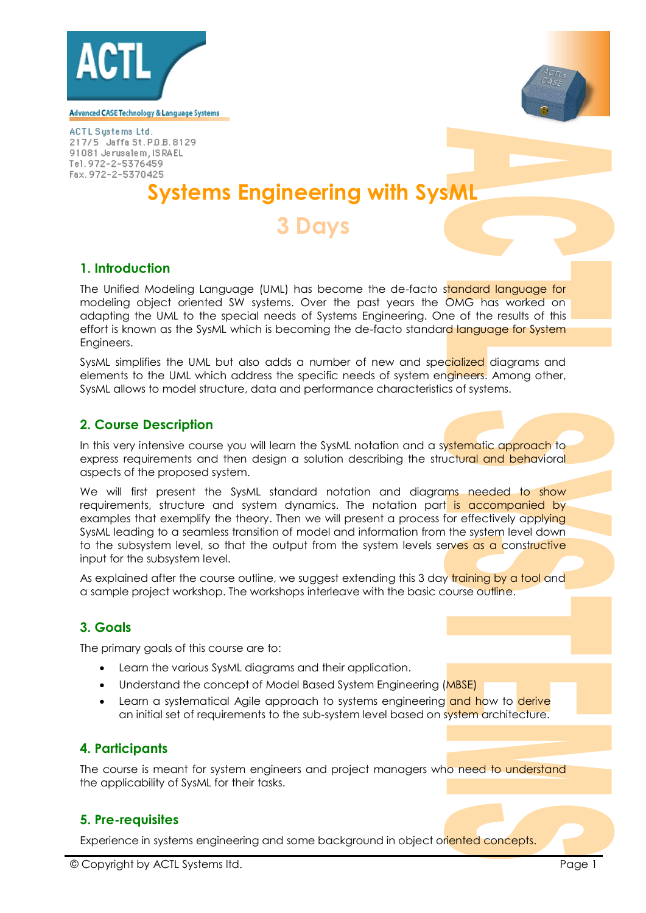ACTL

Advanced CASE Technology & Language Systems

ACTL Systems Ltd.
217/5 Jaffa St. P.O.B. 8129
91081 Jerusalem, ISRAEL
Tel. 972-2-5376459
Fax. 972-2-5370425

# Systems Engineering with SysML

## 3 Days

### 1. Introduction

The Unified Modeling Language (UML) has become the de-facto standard language for modeling object oriented SW systems. Over the past years the OMG has worked on adapting the UML to the special needs of Systems Engineering. One of the results of this effort is known as the SysML which is becoming the de-facto standard language for System Engineers.

SysML simplifies the UML but also adds a number of new and specialized diagrams and elements to the UML which address the specific needs of system engineers. Among other, SysML allows to model structure, data and performance characteristics of systems.

### 2. Course Description

In this very intensive course you will learn the SysML notation and a systematic approach to express requirements and then design a solution describing the structural and behavioral aspects of the proposed system.

We will first present the SysML standard notation and diagrams needed to show requirements, structure and system dynamics. The notation part is accompanied by examples that exemplify the theory. Then we will present a process for effectively applying SysML leading to a seamless transition of model and information from the system level down to the subsystem level, so that the output from the system levels serves as a constructive input for the subsystem level.

As explained after the course outline, we suggest extending this 3 day training by a tool and a sample project workshop. The workshops interleave with the basic course outline.

### 3. Goals

The primary goals of this course are to:

- Learn the various SysML diagrams and their application.
- Understand the concept of Model Based System Engineering (MBSE)
- Learn a systematical Agile approach to systems engineering and how to derive an initial set of requirements to the sub-system level based on system architecture.

### 4. Participants

The course is meant for system engineers and project managers who need to understand the applicability of SysML for their tasks.

### 5. Pre-requisites

Experience in systems engineering and some background in object oriented concepts.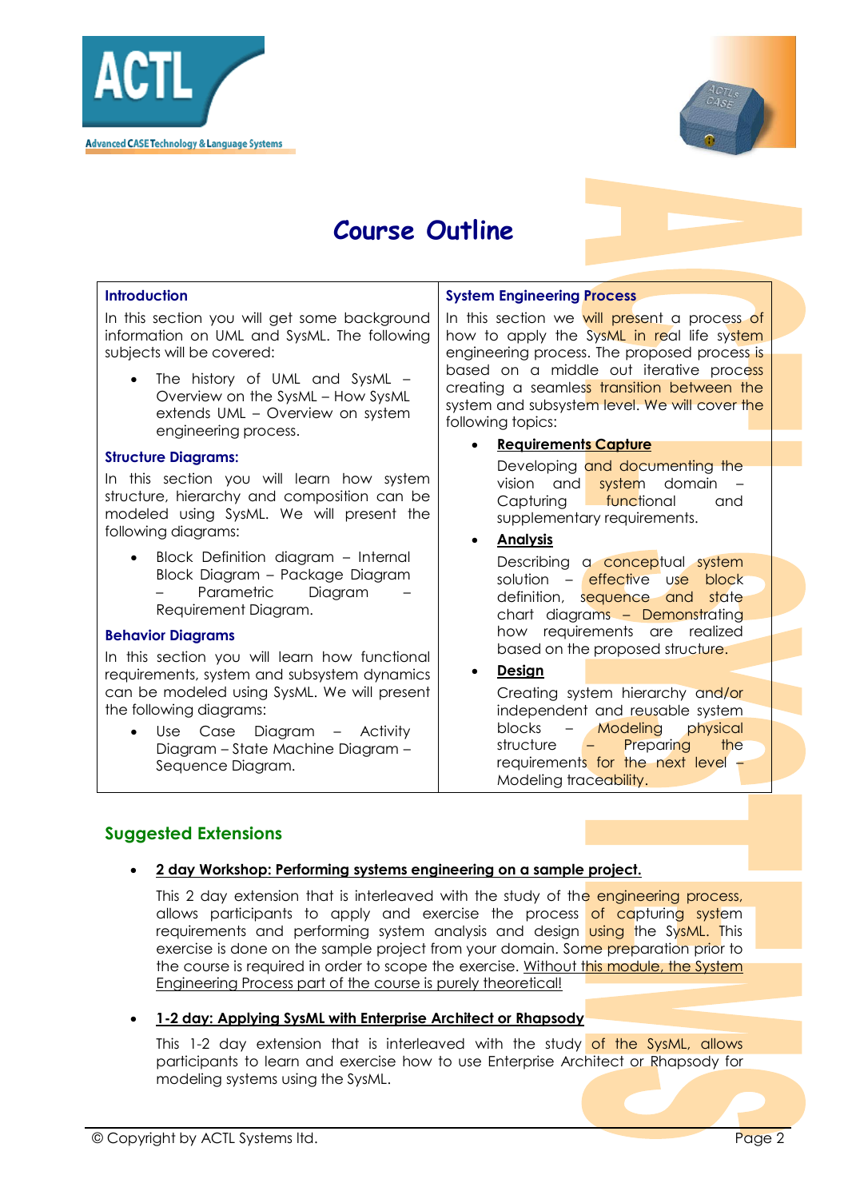# Course Outline

### Introduction

In this section you will get some background information on UML and SysML. The following subjects will be covered:

- The history of UML and SysML – Overview on the SysML – How SysML extends UML – Overview on system engineering process.

### Structure Diagrams:

In this section you will learn how system structure, hierarchy and composition can be modeled using SysML. We will present the following diagrams:

- Block Definition diagram – Internal Block Diagram – Package Diagram – Parametric Diagram – Requirement Diagram.

### Behavior Diagrams

In this section you will learn how functional requirements, system and subsystem dynamics can be modeled using SysML. We will present the following diagrams:

- Use Case Diagram – Activity Diagram – State Machine Diagram – Sequence Diagram.

### System Engineering Process

In this section we will present a process of how to apply the SysML in real life system engineering process. The proposed process is based on a middle out iterative process creating a seamless transition between the system and subsystem level. We will cover the following topics:

- **Requirements Capture**

  Developing and documenting the vision and system domain – Capturing functional and supplementary requirements.

- **Analysis**

  Describing a conceptual system solution – effective use block definition, sequence and state chart diagrams – Demonstrating how requirements are realized based on the proposed structure.

- **Design**

  Creating system hierarchy and/or independent and reusable system blocks – Modeling physical structure – Preparing the requirements for the next level – Modeling traceability.

## Suggested Extensions

- **2 day Workshop: Performing systems engineering on a sample project.**

  This 2 day extension that is interleaved with the study of the engineering process, allows participants to apply and exercise the process of capturing system requirements and performing system analysis and design using the SysML. This exercise is done on the sample project from your domain. Some preparation prior to the course is required in order to scope the exercise. Without this module, the System Engineering Process part of the course is purely theoretical!

- **1-2 day: Applying SysML with Enterprise Architect or Rhapsody**

  This 1-2 day extension that is interleaved with the study of the SysML, allows participants to learn and exercise how to use Enterprise Architect or Rhapsody for modeling systems using the SysML.

© Copyright by ACTL Systems ltd.